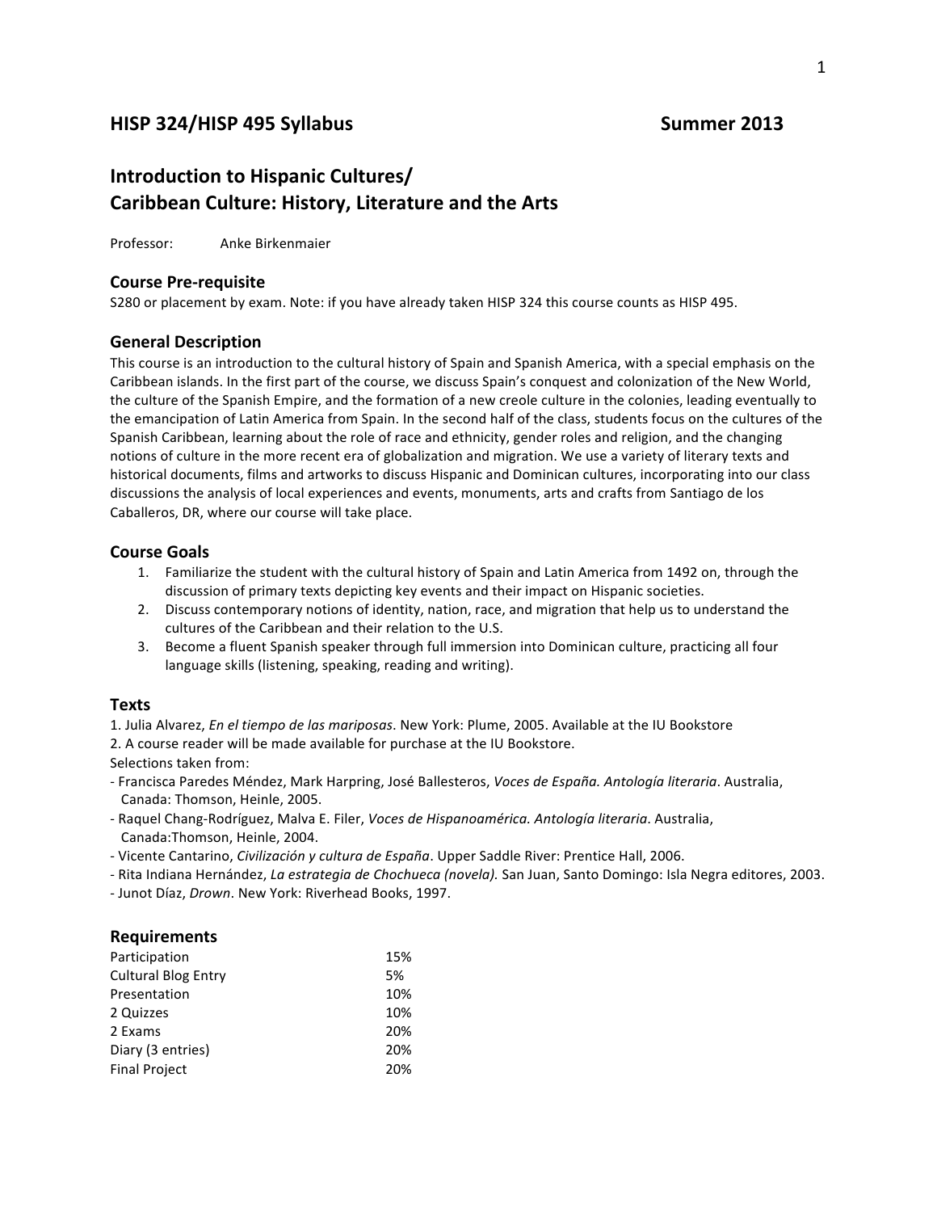# HISP 324/HISP 495 Syllabus — Summer 2013

## Introduction to Hispanic Cultures/ Caribbean Culture: History, Literature and the Arts

Professor: Anke Birkenmaier

### Course Pre-requisite

S280 or placement by exam. Note: if you have already taken HISP 324 this course counts as HISP 495.

### General Description

This course is an introduction to the cultural history of Spain and Spanish America, with a special emphasis on the Caribbean islands. In the first part of the course, we discuss Spain's conquest and colonization of the New World, the culture of the Spanish Empire, and the formation of a new creole culture in the colonies, leading eventually to the emancipation of Latin America from Spain. In the second half of the class, students focus on the cultures of the Spanish Caribbean, learning about the role of race and ethnicity, gender roles and religion, and the changing notions of culture in the more recent era of globalization and migration. We use a variety of literary texts and historical documents, films and artworks to discuss Hispanic and Dominican cultures, incorporating into our class discussions the analysis of local experiences and events, monuments, arts and crafts from Santiago de los Caballeros, DR, where our course will take place.

### Course Goals

1. Familiarize the student with the cultural history of Spain and Latin America from 1492 on, through the discussion of primary texts depicting key events and their impact on Hispanic societies.
2. Discuss contemporary notions of identity, nation, race, and migration that help us to understand the cultures of the Caribbean and their relation to the U.S.
3. Become a fluent Spanish speaker through full immersion into Dominican culture, practicing all four language skills (listening, speaking, reading and writing).

### Texts

1. Julia Alvarez, *En el tiempo de las mariposas*. New York: Plume, 2005. Available at the IU Bookstore
2. A course reader will be made available for purchase at the IU Bookstore.

Selections taken from:

- Francisca Paredes Méndez, Mark Harpring, José Ballesteros, *Voces de España. Antología literaria*. Australia, Canada: Thomson, Heinle, 2005.
- Raquel Chang-Rodríguez, Malva E. Filer, *Voces de Hispanoamérica. Antología literaria*. Australia, Canada:Thomson, Heinle, 2004.
- Vicente Cantarino, *Civilización y cultura de España*. Upper Saddle River: Prentice Hall, 2006.
- Rita Indiana Hernández, *La estrategia de Chochueca (novela).* San Juan, Santo Domingo: Isla Negra editores, 2003.
- Junot Díaz, *Drown*. New York: Riverhead Books, 1997.

### Requirements

| Requirement | Weight |
|---|---|
| Participation | 15% |
| Cultural Blog Entry | 5% |
| Presentation | 10% |
| 2 Quizzes | 10% |
| 2 Exams | 20% |
| Diary (3 entries) | 20% |
| Final Project | 20% |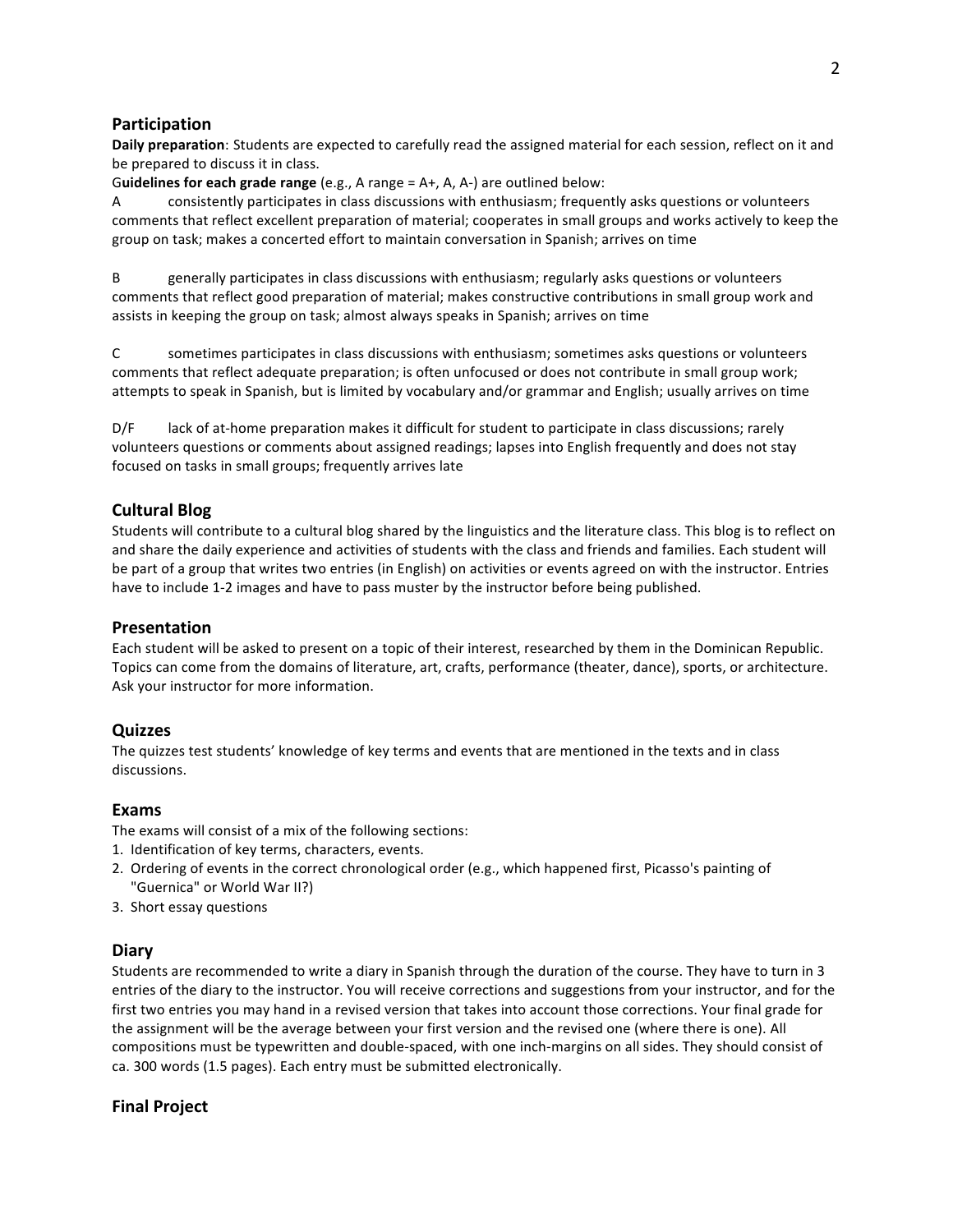## Participation

**Daily preparation**: Students are expected to carefully read the assigned material for each session, reflect on it and be prepared to discuss it in class.

G**uidelines for each grade range** (e.g., A range = A+, A, A-) are outlined below:

A consistently participates in class discussions with enthusiasm; frequently asks questions or volunteers comments that reflect excellent preparation of material; cooperates in small groups and works actively to keep the group on task; makes a concerted effort to maintain conversation in Spanish; arrives on time

B generally participates in class discussions with enthusiasm; regularly asks questions or volunteers comments that reflect good preparation of material; makes constructive contributions in small group work and assists in keeping the group on task; almost always speaks in Spanish; arrives on time

C sometimes participates in class discussions with enthusiasm; sometimes asks questions or volunteers comments that reflect adequate preparation; is often unfocused or does not contribute in small group work; attempts to speak in Spanish, but is limited by vocabulary and/or grammar and English; usually arrives on time

D/F lack of at-home preparation makes it difficult for student to participate in class discussions; rarely volunteers questions or comments about assigned readings; lapses into English frequently and does not stay focused on tasks in small groups; frequently arrives late

## Cultural Blog

Students will contribute to a cultural blog shared by the linguistics and the literature class. This blog is to reflect on and share the daily experience and activities of students with the class and friends and families. Each student will be part of a group that writes two entries (in English) on activities or events agreed on with the instructor. Entries have to include 1-2 images and have to pass muster by the instructor before being published.

## Presentation

Each student will be asked to present on a topic of their interest, researched by them in the Dominican Republic. Topics can come from the domains of literature, art, crafts, performance (theater, dance), sports, or architecture. Ask your instructor for more information.

## Quizzes

The quizzes test students' knowledge of key terms and events that are mentioned in the texts and in class discussions.

## Exams

The exams will consist of a mix of the following sections:

1. Identification of key terms, characters, events.
2. Ordering of events in the correct chronological order (e.g., which happened first, Picasso's painting of "Guernica" or World War II?)
3. Short essay questions

## Diary

Students are recommended to write a diary in Spanish through the duration of the course. They have to turn in 3 entries of the diary to the instructor. You will receive corrections and suggestions from your instructor, and for the first two entries you may hand in a revised version that takes into account those corrections. Your final grade for the assignment will be the average between your first version and the revised one (where there is one). All compositions must be typewritten and double-spaced, with one inch-margins on all sides. They should consist of ca. 300 words (1.5 pages). Each entry must be submitted electronically.

## Final Project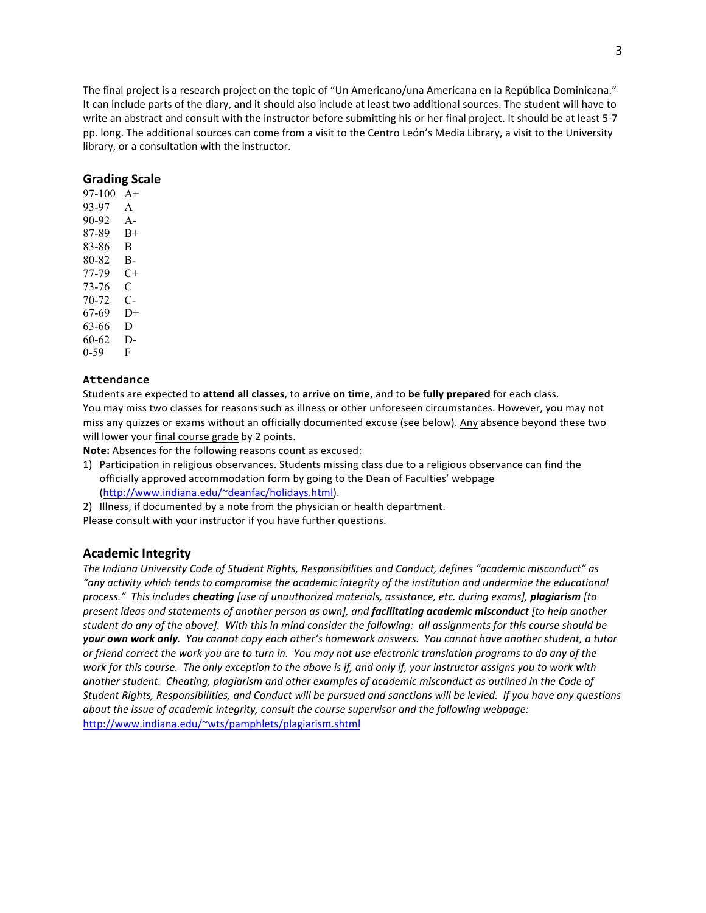The final project is a research project on the topic of "Un Americano/una Americana en la República Dominicana." It can include parts of the diary, and it should also include at least two additional sources. The student will have to write an abstract and consult with the instructor before submitting his or her final project. It should be at least 5-7 pp. long. The additional sources can come from a visit to the Centro León's Media Library, a visit to the University library, or a consultation with the instructor.

## Grading Scale

| | |
|---|---|
| 97-100 | A+ |
| 93-97 | A |
| 90-92 | A- |
| 87-89 | B+ |
| 83-86 | B |
| 80-82 | B- |
| 77-79 | C+ |
| 73-76 | C |
| 70-72 | C- |
| 67-69 | D+ |
| 63-66 | D |
| 60-62 | D- |
| 0-59 | F |

### Attendance

Students are expected to **attend all classes**, to **arrive on time**, and to **be fully prepared** for each class.
You may miss two classes for reasons such as illness or other unforeseen circumstances. However, you may not miss any quizzes or exams without an officially documented excuse (see below). Any absence beyond these two will lower your final course grade by 2 points.
**Note:** Absences for the following reasons count as excused:

1) Participation in religious observances. Students missing class due to a religious observance can find the officially approved accommodation form by going to the Dean of Faculties' webpage (http://www.indiana.edu/~deanfac/holidays.html).
2) Illness, if documented by a note from the physician or health department.

Please consult with your instructor if you have further questions.

## Academic Integrity

*The Indiana University Code of Student Rights, Responsibilities and Conduct, defines "academic misconduct" as "any activity which tends to compromise the academic integrity of the institution and undermine the educational process." This includes **cheating** [use of unauthorized materials, assistance, etc. during exams], **plagiarism** [to present ideas and statements of another person as own], and **facilitating academic misconduct** [to help another student do any of the above]. With this in mind consider the following: all assignments for this course should be **your own work only**. You cannot copy each other's homework answers. You cannot have another student, a tutor or friend correct the work you are to turn in. You may not use electronic translation programs to do any of the work for this course. The only exception to the above is if, and only if, your instructor assigns you to work with another student. Cheating, plagiarism and other examples of academic misconduct as outlined in the Code of Student Rights, Responsibilities, and Conduct will be pursued and sanctions will be levied. If you have any questions about the issue of academic integrity, consult the course supervisor and the following webpage:* http://www.indiana.edu/~wts/pamphlets/plagiarism.shtml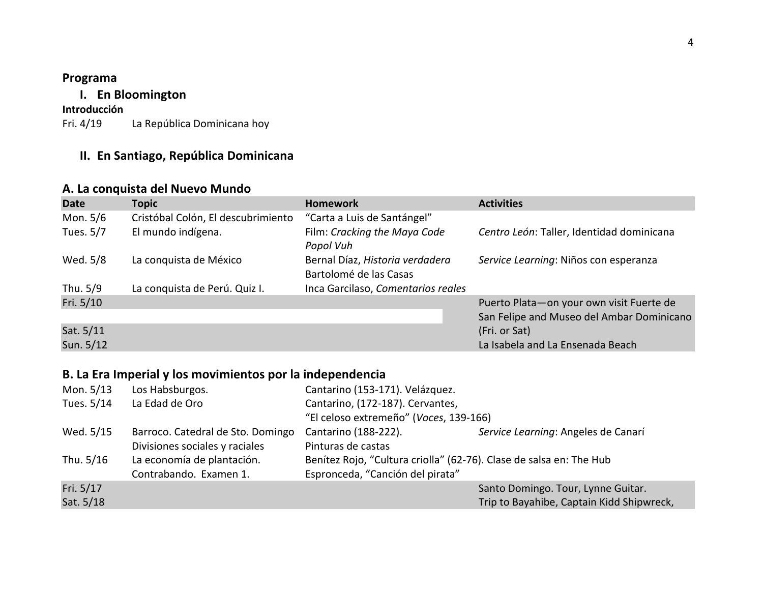## Programma

### I. En Bloomington

**Introducción**

Fri. 4/19 La República Dominicana hoy

### II. En Santiago, República Dominicana

### A. La conquista del Nuevo Mundo

| Date | Topic | Homework | Activities |
|---|---|---|---|
| Mon. 5/6 | Cristóbal Colón, El descubrimiento | "Carta a Luis de Santángel" | |
| Tues. 5/7 | El mundo indígena. | Film: *Cracking the Maya Code* *Popol Vuh* | *Centro León*: Taller, Identidad dominicana |
| Wed. 5/8 | La conquista de México | Bernal Díaz, *Historia verdadera* Bartolomé de las Casas | *Service Learning*: Niños con esperanza |
| Thu. 5/9 | La conquista de Perú. Quiz I. | Inca Garcilaso, *Comentarios reales* | |
| Fri. 5/10 | | | Puerto Plata—on your own visit Fuerte de San Felipe and Museo del Ambar Dominicano |
| Sat. 5/11 | | | (Fri. or Sat) |
| Sun. 5/12 | | | La Isabela and La Ensenada Beach |

### B. La Era Imperial y los movimientos por la independencia

| Date | Topic | Homework | Activities |
|---|---|---|---|
| Mon. 5/13 | Los Habsburgos. | Cantarino (153-171). Velázquez. | |
| Tues. 5/14 | La Edad de Oro | Cantarino, (172-187). Cervantes, "El celoso extremeño" (*Voces*, 139-166) | |
| Wed. 5/15 | Barroco. Catedral de Sto. Domingo Divisiones sociales y raciales | Cantarino (188-222). Pinturas de castas | *Service Learning*: Angeles de Canarí |
| Thu. 5/16 | La economía de plantación. Contrabando. Examen 1. | Benítez Rojo, "Cultura criolla" (62-76). Clase de salsa en: The Hub Espronceda, "Canción del pirata" | |
| Fri. 5/17 | | | Santo Domingo. Tour, Lynne Guitar. |
| Sat. 5/18 | | | Trip to Bayahibe, Captain Kidd Shipwreck, |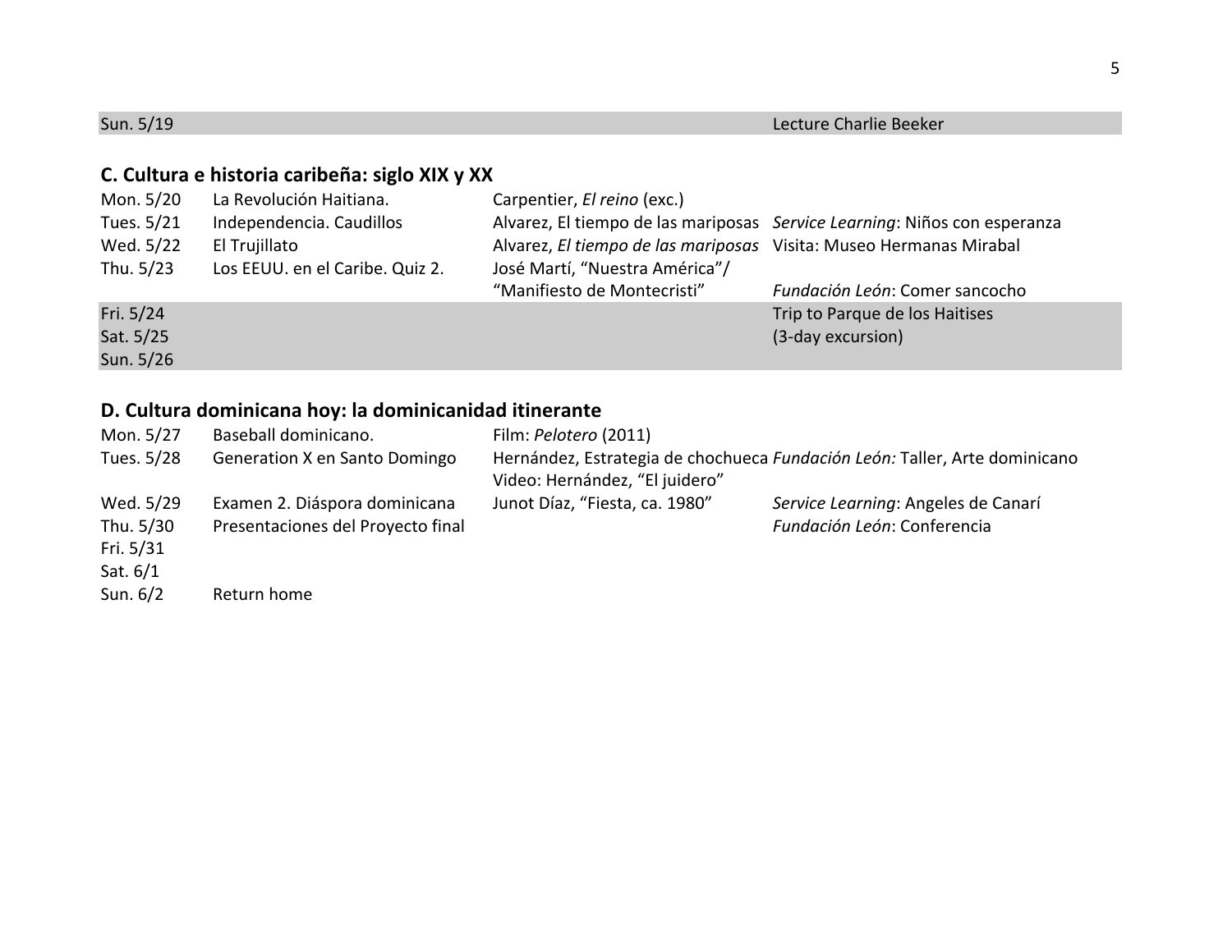| | | | |
|---|---|---|---|
| Sun. 5/19 | | | Lecture Charlie Beeker |

## C. Cultura e historia caribeña: siglo XIX y XX

| | | | |
|---|---|---|---|
| Mon. 5/20 | La Revolución Haitiana. | Carpentier, *El reino* (exc.) | |
| Tues. 5/21 | Independencia. Caudillos | Alvarez, El tiempo de las mariposas | *Service Learning*: Niños con esperanza |
| Wed. 5/22 | El Trujillato | Alvarez, *El tiempo de las mariposas* | Visita: Museo Hermanas Mirabal |
| Thu. 5/23 | Los EEUU. en el Caribe. Quiz 2. | José Martí, "Nuestra América"/ "Manifiesto de Montecristi" | *Fundación León*: Comer sancocho |
| Fri. 5/24 | | | Trip to Parque de los Haitises |
| Sat. 5/25 | | | (3-day excursion) |
| Sun. 5/26 | | | |

## D. Cultura dominicana hoy: la dominicanidad itinerante

| | | | |
|---|---|---|---|
| Mon. 5/27 | Baseball dominicano. | Film: *Pelotero* (2011) | |
| Tues. 5/28 | Generation X en Santo Domingo | Hernández, Estrategia de chochueca Video: Hernández, "El juidero" | *Fundación León:* Taller, Arte dominicano |
| Wed. 5/29 | Examen 2. Diáspora dominicana | Junot Díaz, "Fiesta, ca. 1980" | *Service Learning*: Angeles de Canarí |
| Thu. 5/30 | Presentaciones del Proyecto final | | *Fundación León*: Conferencia |
| Fri. 5/31 | | | |
| Sat. 6/1 | | | |
| Sun. 6/2 | Return home | | |